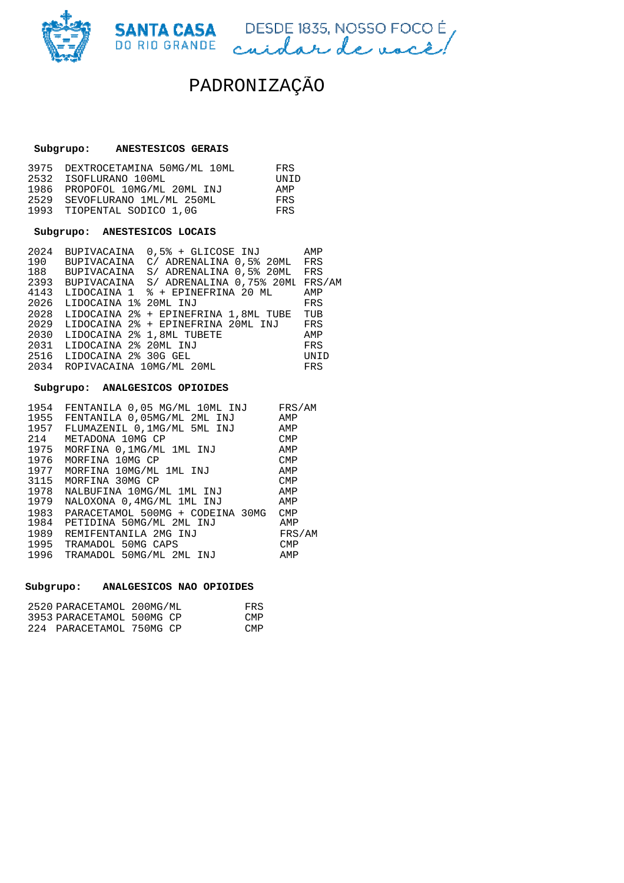SANTA CASA DO RIO GRANDE — DESDE 1835, NOSSO FOCO É *cuidar de você!*

# PADRONIZAÇÃO

**Subgrupo: ANESTESICOS GERAIS**

| | | |
|---|---|---|
| 3975 | DEXTROCETAMINA 50MG/ML 10ML | FRS |
| 2532 | ISOFLURANO 100ML | UNID |
| 1986 | PROPOFOL 10MG/ML 20ML INJ | AMP |
| 2529 | SEVOFLURANO 1ML/ML 250ML | FRS |
| 1993 | TIOPENTAL SODICO 1,0G | FRS |

**Subgrupo: ANESTESICOS LOCAIS**

| | | |
|---|---|---|
| 2024 | BUPIVACAINA 0,5% + GLICOSE INJ | AMP |
| 190 | BUPIVACAINA C/ ADRENALINA 0,5% 20ML | FRS |
| 188 | BUPIVACAINA S/ ADRENALINA 0,5% 20ML | FRS |
| 2393 | BUPIVACAINA S/ ADRENALINA 0,75% 20ML | FRS/AM |
| 4143 | LIDOCAINA 1 % + EPINEFRINA 20 ML | AMP |
| 2026 | LIDOCAINA 1% 20ML INJ | FRS |
| 2028 | LIDOCAINA 2% + EPINEFRINA 1,8ML TUBE | TUB |
| 2029 | LIDOCAINA 2% + EPINEFRINA 20ML INJ | FRS |
| 2030 | LIDOCAINA 2% 1,8ML TUBETE | AMP |
| 2031 | LIDOCAINA 2% 20ML INJ | FRS |
| 2516 | LIDOCAINA 2% 30G GEL | UNID |
| 2034 | ROPIVACAINA 10MG/ML 20ML | FRS |

**Subgrupo: ANALGESICOS OPIOIDES**

| | | |
|---|---|---|
| 1954 | FENTANILA 0,05 MG/ML 10ML INJ | FRS/AM |
| 1955 | FENTANILA 0,05MG/ML 2ML INJ | AMP |
| 1957 | FLUMAZENIL 0,1MG/ML 5ML INJ | AMP |
| 214 | METADONA 10MG CP | CMP |
| 1975 | MORFINA 0,1MG/ML 1ML INJ | AMP |
| 1976 | MORFINA 10MG CP | CMP |
| 1977 | MORFINA 10MG/ML 1ML INJ | AMP |
| 3115 | MORFINA 30MG CP | CMP |
| 1978 | NALBUFINA 10MG/ML 1ML INJ | AMP |
| 1979 | NALOXONA 0,4MG/ML 1ML INJ | AMP |
| 1983 | PARACETAMOL 500MG + CODEINA 30MG | CMP |
| 1984 | PETIDINA 50MG/ML 2ML INJ | AMP |
| 1989 | REMIFENTANILA 2MG INJ | FRS/AM |
| 1995 | TRAMADOL 50MG CAPS | CMP |
| 1996 | TRAMADOL 50MG/ML 2ML INJ | AMP |

**Subgrupo: ANALGESICOS NAO OPIOIDES**

| | | |
|---|---|---|
| 2520 | PARACETAMOL 200MG/ML | FRS |
| 3953 | PARACETAMOL 500MG CP | CMP |
| 224 | PARACETAMOL 750MG CP | CMP |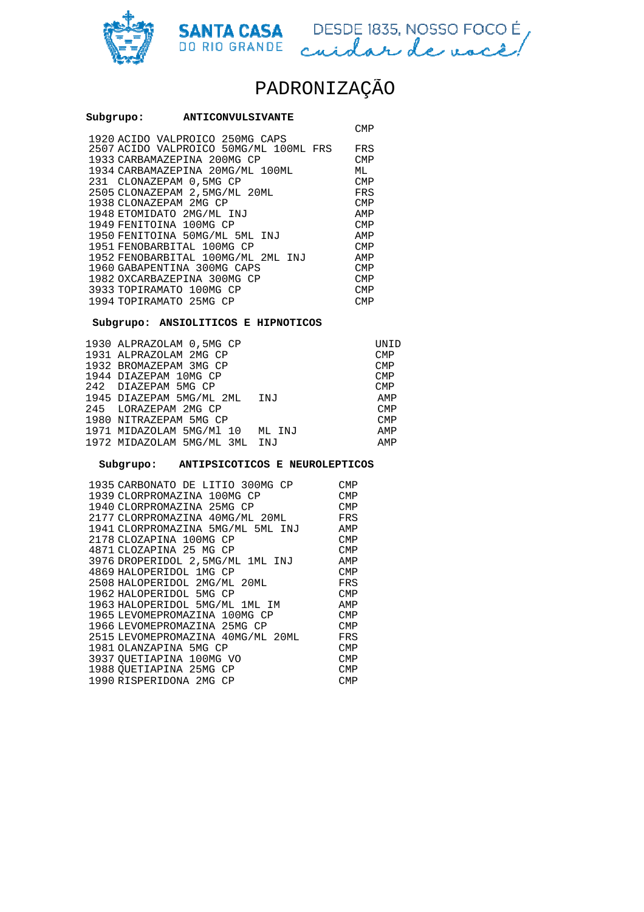# PADRONIZAÇÃO

**Subgrupo: ANTICONVULSIVANTE**

| Código | Descrição | Unidade |
|---|---|---|
| 1920 | ACIDO VALPROICO 250MG CAPS | CMP |
| 2507 | ACIDO VALPROICO 50MG/ML 100ML FRS | FRS |
| 1933 | CARBAMAZEPINA 200MG CP | CMP |
| 1934 | CARBAMAZEPINA 20MG/ML 100ML | ML |
| 231 | CLONAZEPAM 0,5MG CP | CMP |
| 2505 | CLONAZEPAM 2,5MG/ML 20ML | FRS |
| 1938 | CLONAZEPAM 2MG CP | CMP |
| 1948 | ETOMIDATO 2MG/ML INJ | AMP |
| 1949 | FENITOINA 100MG CP | CMP |
| 1950 | FENITOINA 50MG/ML 5ML INJ | AMP |
| 1951 | FENOBARBITAL 100MG CP | CMP |
| 1952 | FENOBARBITAL 100MG/ML 2ML INJ | AMP |
| 1960 | GABAPENTINA 300MG CAPS | CMP |
| 1982 | OXCARBAZEPINA 300MG CP | CMP |
| 3933 | TOPIRAMATO 100MG CP | CMP |
| 1994 | TOPIRAMATO 25MG CP | CMP |

**Subgrupo: ANSIOLITICOS E HIPNOTICOS**

| Código | Descrição | Unidade |
|---|---|---|
| 1930 | ALPRAZOLAM 0,5MG CP | UNID |
| 1931 | ALPRAZOLAM 2MG CP | CMP |
| 1932 | BROMAZEPAM 3MG CP | CMP |
| 1944 | DIAZEPAM 10MG CP | CMP |
| 242 | DIAZEPAM 5MG CP | CMP |
| 1945 | DIAZEPAM 5MG/ML 2ML INJ | AMP |
| 245 | LORAZEPAM 2MG CP | CMP |
| 1980 | NITRAZEPAM 5MG CP | CMP |
| 1971 | MIDAZOLAM 5MG/Ml 10 ML INJ | AMP |
| 1972 | MIDAZOLAM 5MG/ML 3ML INJ | AMP |

**Subgrupo: ANTIPSICOTICOS E NEUROLEPTICOS**

| Código | Descrição | Unidade |
|---|---|---|
| 1935 | CARBONATO DE LITIO 300MG CP | CMP |
| 1939 | CLORPROMAZINA 100MG CP | CMP |
| 1940 | CLORPROMAZINA 25MG CP | CMP |
| 2177 | CLORPROMAZINA 40MG/ML 20ML | FRS |
| 1941 | CLORPROMAZINA 5MG/ML 5ML INJ | AMP |
| 2178 | CLOZAPINA 100MG CP | CMP |
| 4871 | CLOZAPINA 25 MG CP | CMP |
| 3976 | DROPERIDOL 2,5MG/ML 1ML INJ | AMP |
| 4869 | HALOPERIDOL 1MG CP | CMP |
| 2508 | HALOPERIDOL 2MG/ML 20ML | FRS |
| 1962 | HALOPERIDOL 5MG CP | CMP |
| 1963 | HALOPERIDOL 5MG/ML 1ML IM | AMP |
| 1965 | LEVOMEPROMAZINA 100MG CP | CMP |
| 1966 | LEVOMEPROMAZINA 25MG CP | CMP |
| 2515 | LEVOMEPROMAZINA 40MG/ML 20ML | FRS |
| 1981 | OLANZAPINA 5MG CP | CMP |
| 3937 | QUETIAPINA 100MG VO | CMP |
| 1988 | QUETIAPINA 25MG CP | CMP |
| 1990 | RISPERIDONA 2MG CP | CMP |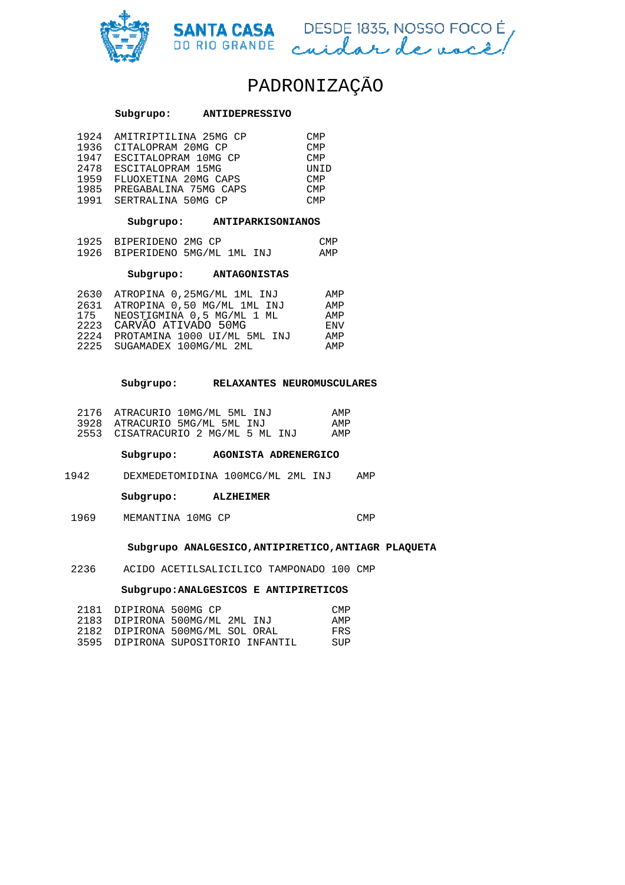# PADRONIZAÇÃO

**Subgrupo: ANTIDEPRESSIVO**

| | | |
|---|---|---|
| 1924 | AMITRIPTILINA 25MG CP | CMP |
| 1936 | CITALOPRAM 20MG CP | CMP |
| 1947 | ESCITALOPRAM 10MG CP | CMP |
| 2478 | ESCITALOPRAM 15MG | UNID |
| 1959 | FLUOXETINA 20MG CAPS | CMP |
| 1985 | PREGABALINA 75MG CAPS | CMP |
| 1991 | SERTRALINA 50MG CP | CMP |

**Subgrupo: ANTIPARKISONIANOS**

| | | |
|---|---|---|
| 1925 | BIPERIDENO 2MG CP | CMP |
| 1926 | BIPERIDENO 5MG/ML 1ML INJ | AMP |

**Subgrupo: ANTAGONISTAS**

| | | |
|---|---|---|
| 2630 | ATROPINA 0,25MG/ML 1ML INJ | AMP |
| 2631 | ATROPINA 0,50 MG/ML 1ML INJ | AMP |
| 175 | NEOSTIGMINA 0,5 MG/ML 1 ML | AMP |
| 2223 | CARVÃO ATIVADO 50MG | ENV |
| 2224 | PROTAMINA 1000 UI/ML 5ML INJ | AMP |
| 2225 | SUGAMADEX 100MG/ML 2ML | AMP |

**Subgrupo: RELAXANTES NEUROMUSCULARES**

| | | |
|---|---|---|
| 2176 | ATRACURIO 10MG/ML 5ML INJ | AMP |
| 3928 | ATRACURIO 5MG/ML 5ML INJ | AMP |
| 2553 | CISATRACURIO 2 MG/ML 5 ML INJ | AMP |

**Subgrupo: AGONISTA ADRENERGICO**

| | | |
|---|---|---|
| 1942 | DEXMEDETOMIDINA 100MCG/ML 2ML INJ | AMP |

**Subgrupo: ALZHEIMER**

| | | |
|---|---|---|
| 1969 | MEMANTINA 10MG CP | CMP |

**Subgrupo ANALGESICO,ANTIPIRETICO,ANTIAGR PLAQUETA**

| | | |
|---|---|---|
| 2236 | ACIDO ACETILSALICILICO TAMPONADO 100 | CMP |

**Subgrupo:ANALGESICOS E ANTIPIRETICOS**

| | | |
|---|---|---|
| 2181 | DIPIRONA 500MG CP | CMP |
| 2183 | DIPIRONA 500MG/ML 2ML INJ | AMP |
| 2182 | DIPIRONA 500MG/ML SOL ORAL | FRS |
| 3595 | DIPIRONA SUPOSITORIO INFANTIL | SUP |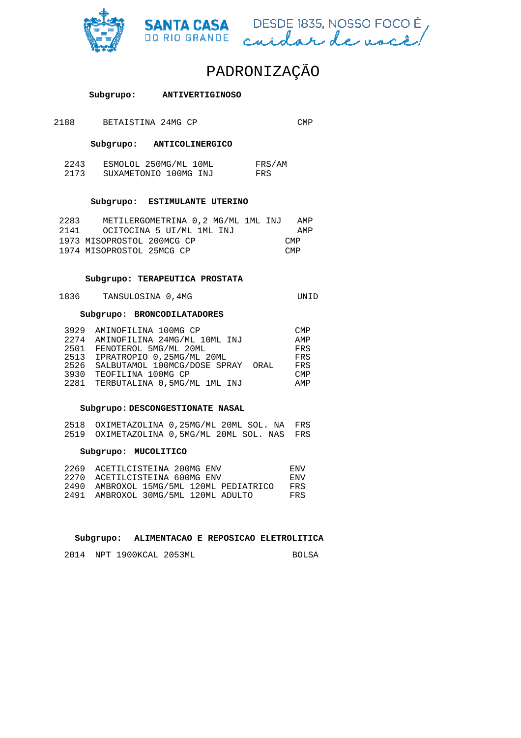# PADRONIZAÇÃO

**Subgrupo: ANTIVERTIGINOSO**

| | | |
|---|---|---|
| 2188 | BETAISTINA 24MG CP | CMP |

**Subgrupo: ANTICOLINERGICO**

| | | |
|---|---|---|
| 2243 | ESMOLOL 250MG/ML 10ML | FRS/AM |
| 2173 | SUXAMETONIO 100MG INJ | FRS |

**Subgrupo: ESTIMULANTE UTERINO**

| | | |
|---|---|---|
| 2283 | METILERGOMETRINA 0,2 MG/ML 1ML INJ | AMP |
| 2141 | OCITOCINA 5 UI/ML 1ML INJ | AMP |
| 1973 | MISOPROSTOL 200MCG CP | CMP |
| 1974 | MISOPROSTOL 25MCG CP | CMP |

**Subgrupo: TERAPEUTICA PROSTATA**

| | | |
|---|---|---|
| 1836 | TANSULOSINA 0,4MG | UNID |

**Subgrupo: BRONCODILATADORES**

| | | |
|---|---|---|
| 3929 | AMINOFILINA 100MG CP | CMP |
| 2274 | AMINOFILINA 24MG/ML 10ML INJ | AMP |
| 2501 | FENOTEROL 5MG/ML 20ML | FRS |
| 2513 | IPRATROPIO 0,25MG/ML 20ML | FRS |
| 2526 | SALBUTAMOL 100MCG/DOSE SPRAY ORAL | FRS |
| 3930 | TEOFILINA 100MG CP | CMP |
| 2281 | TERBUTALINA 0,5MG/ML 1ML INJ | AMP |

**Subgrupo: DESCONGESTIONATE NASAL**

| | | |
|---|---|---|
| 2518 | OXIMETAZOLINA 0,25MG/ML 20ML SOL. NA | FRS |
| 2519 | OXIMETAZOLINA 0,5MG/ML 20ML SOL. NAS | FRS |

**Subgrupo: MUCOLITICO**

| | | |
|---|---|---|
| 2269 | ACETILCISTEINA 200MG ENV | ENV |
| 2270 | ACETILCISTEINA 600MG ENV | ENV |
| 2490 | AMBROXOL 15MG/5ML 120ML PEDIATRICO | FRS |
| 2491 | AMBROXOL 30MG/5ML 120ML ADULTO | FRS |

**Subgrupo: ALIMENTACAO E REPOSICAO ELETROLITICA**

| | | |
|---|---|---|
| 2014 | NPT 1900KCAL 2053ML | BOLSA |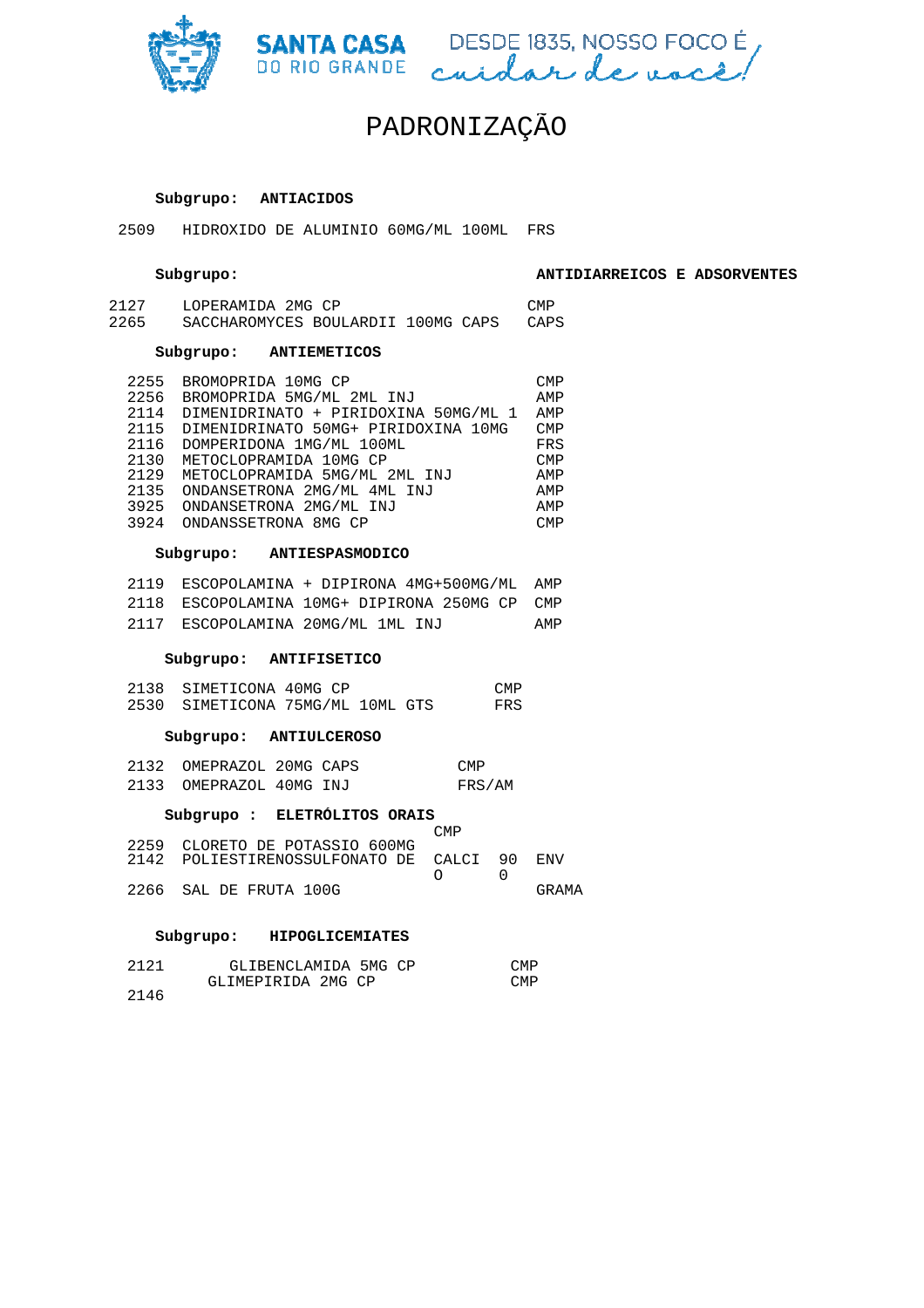# PADRONIZAÇÃO

**Subgrupo: ANTIACIDOS**

| | | |
|---|---|---|
| 2509 | HIDROXIDO DE ALUMINIO 60MG/ML 100ML | FRS |

**Subgrupo: ANTIDIARREICOS E ADSORVENTES**

| | | |
|---|---|---|
| 2127 | LOPERAMIDA 2MG CP | CMP |
| 2265 | SACCHAROMYCES BOULARDII 100MG CAPS | CAPS |

**Subgrupo: ANTIEMETICOS**

| | | |
|---|---|---|
| 2255 | BROMOPRIDA 10MG CP | CMP |
| 2256 | BROMOPRIDA 5MG/ML 2ML INJ | AMP |
| 2114 | DIMENIDRINATO + PIRIDOXINA 50MG/ML 1 | AMP |
| 2115 | DIMENIDRINATO 50MG+ PIRIDOXINA 10MG | CMP |
| 2116 | DOMPERIDONA 1MG/ML 100ML | FRS |
| 2130 | METOCLOPRAMIDA 10MG CP | CMP |
| 2129 | METOCLOPRAMIDA 5MG/ML 2ML INJ | AMP |
| 2135 | ONDANSETRONA 2MG/ML 4ML INJ | AMP |
| 3925 | ONDANSETRONA 2MG/ML INJ | AMP |
| 3924 | ONDANSSETRONA 8MG CP | CMP |

**Subgrupo: ANTIESPASMODICO**

| | | |
|---|---|---|
| 2119 | ESCOPOLAMINA + DIPIRONA 4MG+500MG/ML | AMP |
| 2118 | ESCOPOLAMINA 10MG+ DIPIRONA 250MG CP | CMP |
| 2117 | ESCOPOLAMINA 20MG/ML 1ML INJ | AMP |

**Subgrupo: ANTIFISETICO**

| | | |
|---|---|---|
| 2138 | SIMETICONA 40MG CP | CMP |
| 2530 | SIMETICONA 75MG/ML 10ML GTS | FRS |

**Subgrupo: ANTIULCEROSO**

| | | |
|---|---|---|
| 2132 | OMEPRAZOL 20MG CAPS | CMP |
| 2133 | OMEPRAZOL 40MG INJ | FRS/AM |

**Subgrupo : ELETRÓLITOS ORAIS**

| | | |
|---|---|---|
| 2259 | CLORETO DE POTASSIO 600MG | CMP |
| 2142 | POLIESTIRENOSSULFONATO DE CALCIO 900 | ENV |
| 2266 | SAL DE FRUTA 100G | GRAMA |

**Subgrupo: HIPOGLICEMIATES**

| | | |
|---|---|---|
| 2121 | GLIBENCLAMIDA 5MG CP | CMP |
| 2146 | GLIMEPIRIDA 2MG CP | CMP |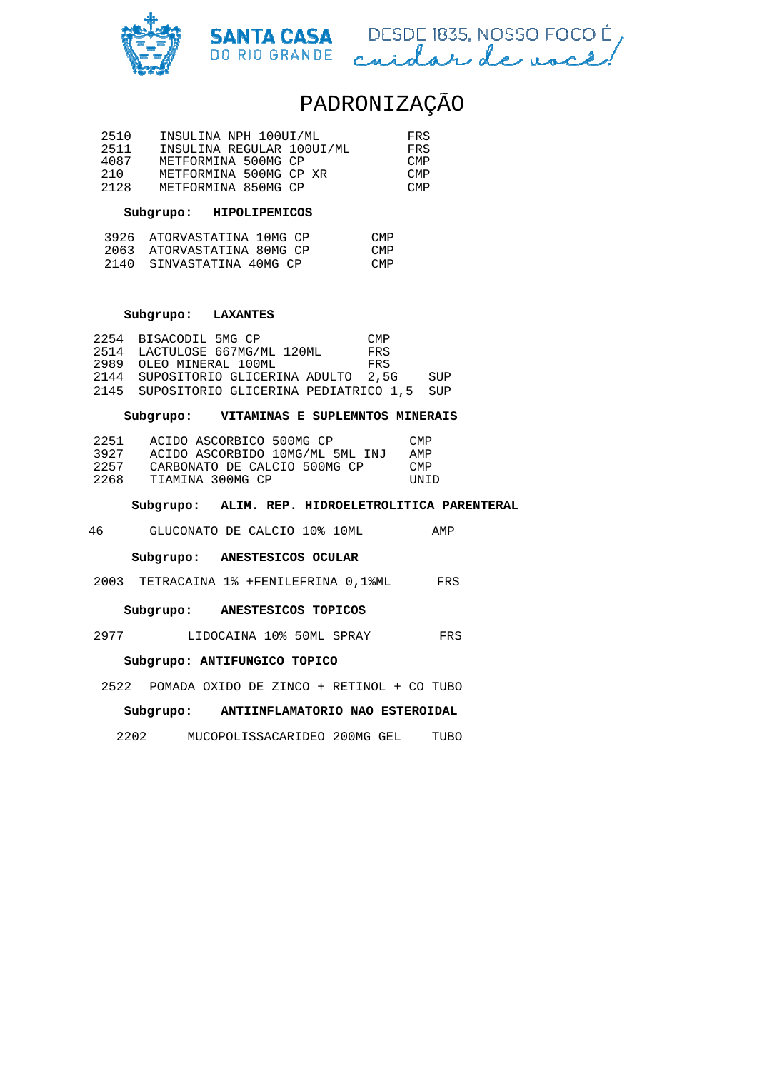# PADRONIZAÇÃO

| | | |
|---|---|---|
| 2510 | INSULINA NPH 100UI/ML | FRS |
| 2511 | INSULINA REGULAR 100UI/ML | FRS |
| 4087 | METFORMINA 500MG CP | CMP |
| 210 | METFORMINA 500MG CP XR | CMP |
| 2128 | METFORMINA 850MG CP | CMP |

**Subgrupo: HIPOLIPEMICOS**

| | | |
|---|---|---|
| 3926 | ATORVASTATINA 10MG CP | CMP |
| 2063 | ATORVASTATINA 80MG CP | CMP |
| 2140 | SINVASTATINA 40MG CP | CMP |

**Subgrupo: LAXANTES**

| | | |
|---|---|---|
| 2254 | BISACODIL 5MG CP | CMP |
| 2514 | LACTULOSE 667MG/ML 120ML | FRS |
| 2989 | OLEO MINERAL 100ML | FRS |
| 2144 | SUPOSITORIO GLICERINA ADULTO 2,5G | SUP |
| 2145 | SUPOSITORIO GLICERINA PEDIATRICO 1,5 | SUP |

**Subgrupo: VITAMINAS E SUPLEMNTOS MINERAIS**

| | | |
|---|---|---|
| 2251 | ACIDO ASCORBICO 500MG CP | CMP |
| 3927 | ACIDO ASCORBIDO 10MG/ML 5ML INJ | AMP |
| 2257 | CARBONATO DE CALCIO 500MG CP | CMP |
| 2268 | TIAMINA 300MG CP | UNID |

**Subgrupo: ALIM. REP. HIDROELETROLITICA PARENTERAL**

| | | |
|---|---|---|
| 46 | GLUCONATO DE CALCIO 10% 10ML | AMP |

**Subgrupo: ANESTESICOS OCULAR**

| | | |
|---|---|---|
| 2003 | TETRACAINA 1% +FENILEFRINA 0,1%ML | FRS |

**Subgrupo: ANESTESICOS TOPICOS**

| | | |
|---|---|---|
| 2977 | LIDOCAINA 10% 50ML SPRAY | FRS |

**Subgrupo: ANTIFUNGICO TOPICO**

| | | |
|---|---|---|
| 2522 | POMADA OXIDO DE ZINCO + RETINOL + CO | TUBO |

**Subgrupo: ANTIINFLAMATORIO NAO ESTEROIDAL**

| | | |
|---|---|---|
| 2202 | MUCOPOLISSACARIDEO 200MG GEL | TUBO |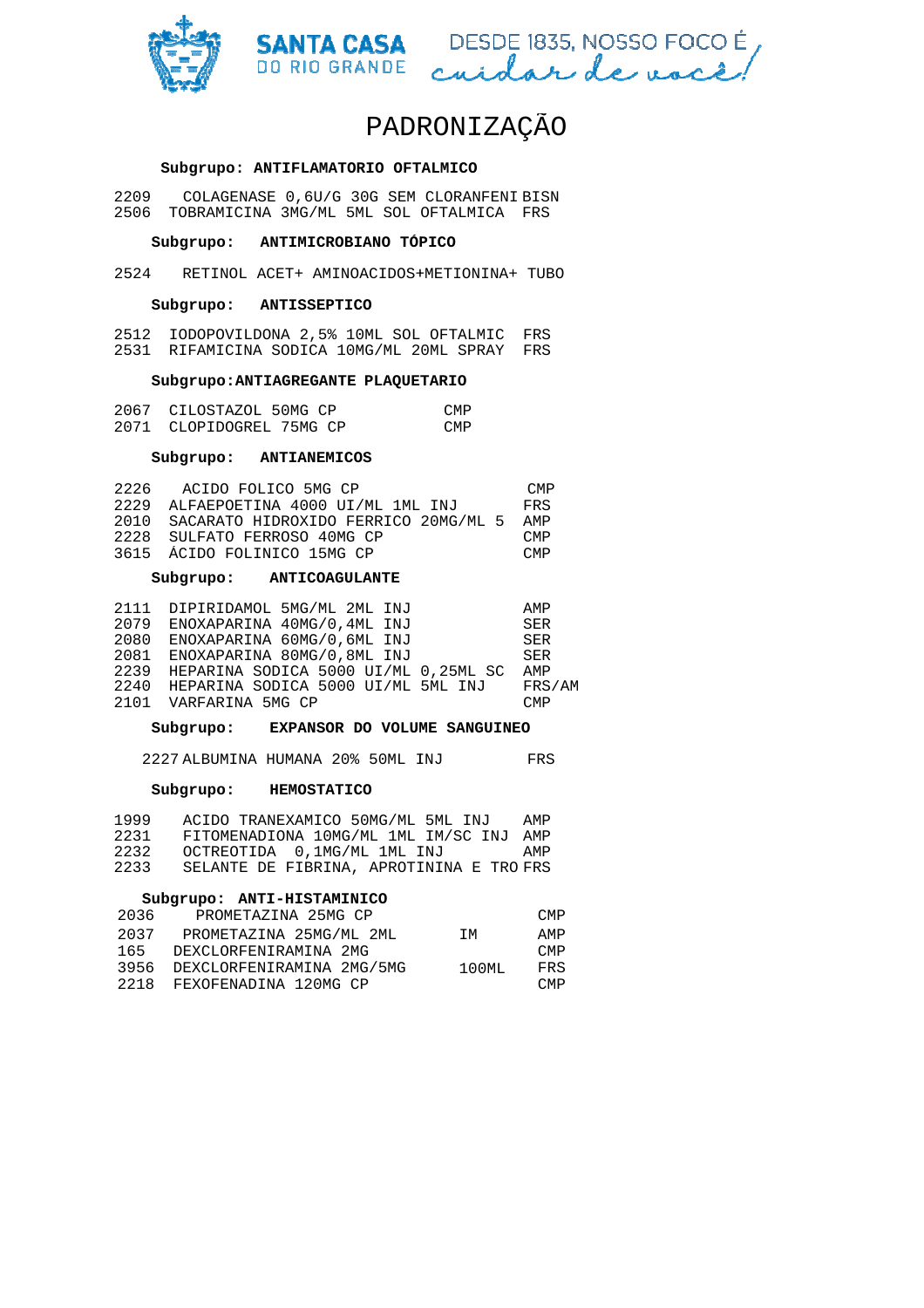# PADRONIZAÇÃO

**Subgrupo: ANTIFLAMATORIO OFTALMICO**

| | | |
|---|---|---|
| 2209 | COLAGENASE 0,6U/G 30G SEM CLORANFENI | BISN |
| 2506 | TOBRAMICINA 3MG/ML 5ML SOL OFTALMICA | FRS |

**Subgrupo: ANTIMICROBIANO TÓPICO**

| | | |
|---|---|---|
| 2524 | RETINOL ACET+ AMINOACIDOS+METIONINA+ | TUBO |

**Subgrupo: ANTISSEPTICO**

| | | |
|---|---|---|
| 2512 | IODOPOVILDONA 2,5% 10ML SOL OFTALMIC | FRS |
| 2531 | RIFAMICINA SODICA 10MG/ML 20ML SPRAY | FRS |

**Subgrupo:ANTIAGREGANTE PLAQUETARIO**

| | | |
|---|---|---|
| 2067 | CILOSTAZOL 50MG CP | CMP |
| 2071 | CLOPIDOGREL 75MG CP | CMP |

**Subgrupo: ANTIANEMICOS**

| | | |
|---|---|---|
| 2226 | ACIDO FOLICO 5MG CP | CMP |
| 2229 | ALFAEPOETINA 4000 UI/ML 1ML INJ | FRS |
| 2010 | SACARATO HIDROXIDO FERRICO 20MG/ML 5 | AMP |
| 2228 | SULFATO FERROSO 40MG CP | CMP |
| 3615 | ÁCIDO FOLINICO 15MG CP | CMP |

**Subgrupo: ANTICOAGULANTE**

| | | |
|---|---|---|
| 2111 | DIPIRIDAMOL 5MG/ML 2ML INJ | AMP |
| 2079 | ENOXAPARINA 40MG/0,4ML INJ | SER |
| 2080 | ENOXAPARINA 60MG/0,6ML INJ | SER |
| 2081 | ENOXAPARINA 80MG/0,8ML INJ | SER |
| 2239 | HEPARINA SODICA 5000 UI/ML 0,25ML SC | AMP |
| 2240 | HEPARINA SODICA 5000 UI/ML 5ML INJ | FRS/AM |
| 2101 | VARFARINA 5MG CP | CMP |

**Subgrupo: EXPANSOR DO VOLUME SANGUINEO**

| | | |
|---|---|---|
| 2227 | ALBUMINA HUMANA 20% 50ML INJ | FRS |

**Subgrupo: HEMOSTATICO**

| | | |
|---|---|---|
| 1999 | ACIDO TRANEXAMICO 50MG/ML 5ML INJ | AMP |
| 2231 | FITOMENADIONA 10MG/ML 1ML IM/SC INJ | AMP |
| 2232 | OCTREOTIDA 0,1MG/ML 1ML INJ | AMP |
| 2233 | SELANTE DE FIBRINA, APROTININA E TRO | FRS |

**Subgrupo: ANTI-HISTAMINICO**

| | | | |
|---|---|---|---|
| 2036 | PROMETAZINA 25MG CP | | CMP |
| 2037 | PROMETAZINA 25MG/ML 2ML | IM | AMP |
| 165 | DEXCLORFENIRAMINA 2MG | | CMP |
| 3956 | DEXCLORFENIRAMINA 2MG/5MG | 100ML | FRS |
| 2218 | FEXOFENADINA 120MG CP | | CMP |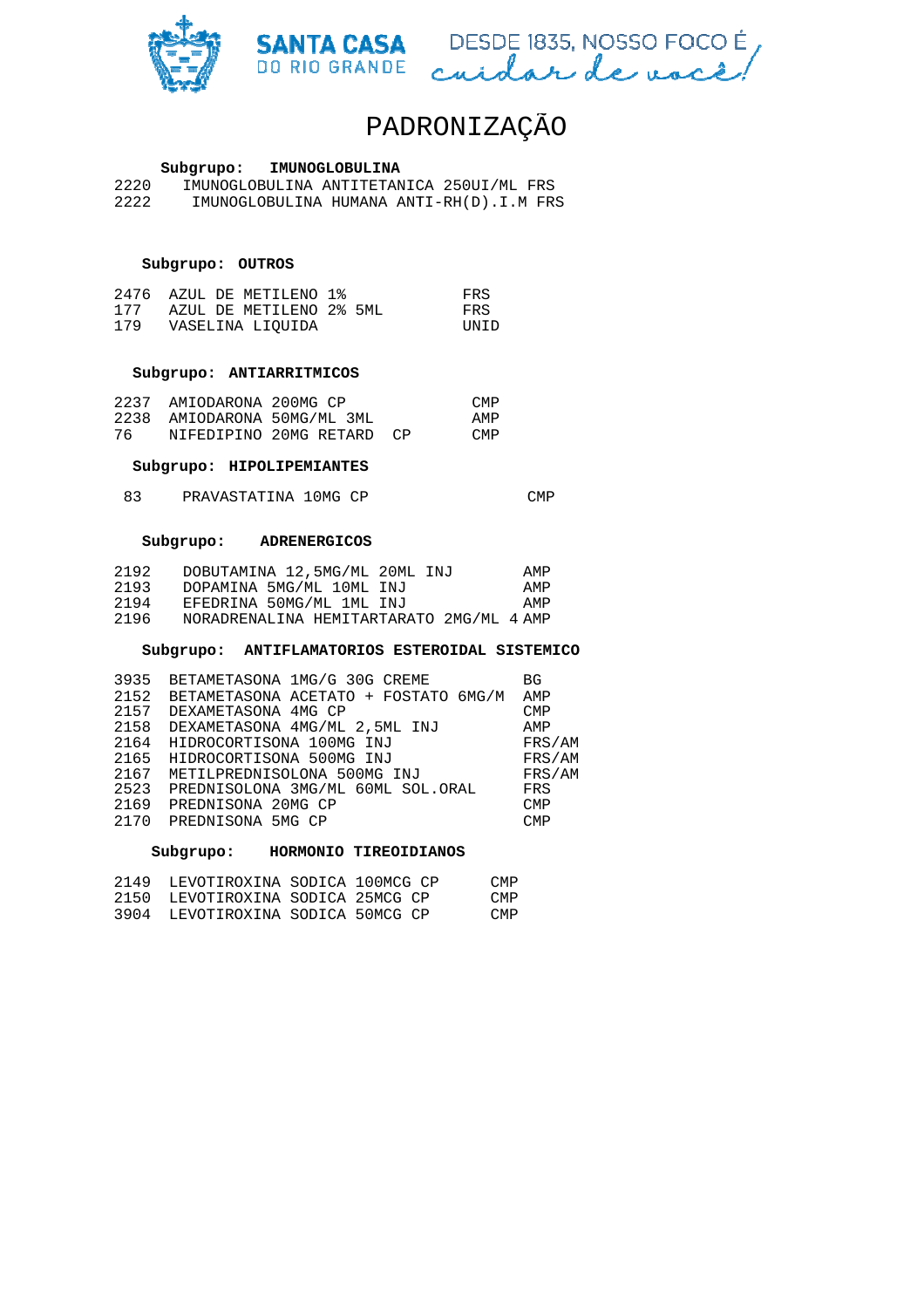# PADRONIZAÇÃO

**Subgrupo: IMUNOGLOBULINA**

| | | |
|---|---|---|
| 2220 | IMUNOGLOBULINA ANTITETANICA 250UI/ML | FRS |
| 2222 | IMUNOGLOBULINA HUMANA ANTI-RH(D).I.M | FRS |

**Subgrupo: OUTROS**

| | | |
|---|---|---|
| 2476 | AZUL DE METILENO 1% | FRS |
| 177 | AZUL DE METILENO 2% 5ML | FRS |
| 179 | VASELINA LIQUIDA | UNID |

**Subgrupo: ANTIARRITMICOS**

| | | |
|---|---|---|
| 2237 | AMIODARONA 200MG CP | CMP |
| 2238 | AMIODARONA 50MG/ML 3ML | AMP |
| 76 | NIFEDIPINO 20MG RETARD CP | CMP |

**Subgrupo: HIPOLIPEMIANTES**

| | | |
|---|---|---|
| 83 | PRAVASTATINA 10MG CP | CMP |

**Subgrupo: ADRENERGICOS**

| | | |
|---|---|---|
| 2192 | DOBUTAMINA 12,5MG/ML 20ML INJ | AMP |
| 2193 | DOPAMINA 5MG/ML 10ML INJ | AMP |
| 2194 | EFEDRINA 50MG/ML 1ML INJ | AMP |
| 2196 | NORADRENALINA HEMITARTARATO 2MG/ML 4 | AMP |

**Subgrupo: ANTIFLAMATORIOS ESTEROIDAL SISTEMICO**

| | | |
|---|---|---|
| 3935 | BETAMETASONA 1MG/G 30G CREME | BG |
| 2152 | BETAMETASONA ACETATO + FOSTATO 6MG/M | AMP |
| 2157 | DEXAMETASONA 4MG CP | CMP |
| 2158 | DEXAMETASONA 4MG/ML 2,5ML INJ | AMP |
| 2164 | HIDROCORTISONA 100MG INJ | FRS/AM |
| 2165 | HIDROCORTISONA 500MG INJ | FRS/AM |
| 2167 | METILPREDNISOLONA 500MG INJ | FRS/AM |
| 2523 | PREDNISOLONA 3MG/ML 60ML SOL.ORAL | FRS |
| 2169 | PREDNISONA 20MG CP | CMP |
| 2170 | PREDNISONA 5MG CP | CMP |

**Subgrupo: HORMONIO TIREOIDIANOS**

| | | |
|---|---|---|
| 2149 | LEVOTIROXINA SODICA 100MCG CP | CMP |
| 2150 | LEVOTIROXINA SODICA 25MCG CP | CMP |
| 3904 | LEVOTIROXINA SODICA 50MCG CP | CMP |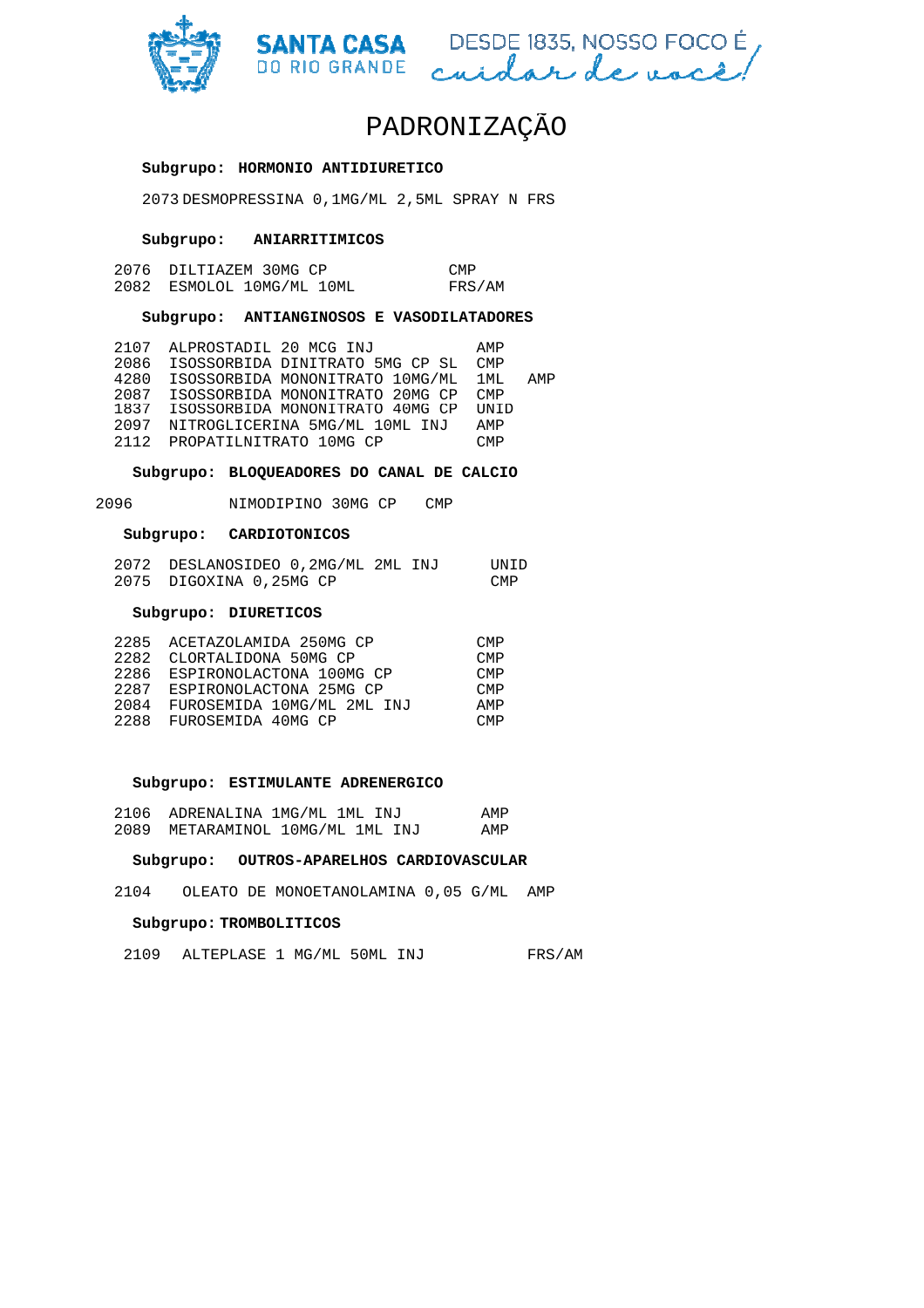# PADRONIZAÇÃO

**Subgrupo: HORMONIO ANTIDIURETICO**

2073 DESMOPRESSINA 0,1MG/ML 2,5ML SPRAY N FRS

**Subgrupo: ANIARRITIMICOS**

| | | |
|---|---|---|
| 2076 | DILTIAZEM 30MG CP | CMP |
| 2082 | ESMOLOL 10MG/ML 10ML | FRS/AM |

**Subgrupo: ANTIANGINOSOS E VASODILATADORES**

| | | |
|---|---|---|
| 2107 | ALPROSTADIL 20 MCG INJ | AMP |
| 2086 | ISOSSORBIDA DINITRATO 5MG CP SL | CMP |
| 4280 | ISOSSORBIDA MONONITRATO 10MG/ML 1ML | AMP |
| 2087 | ISOSSORBIDA MONONITRATO 20MG CP | CMP |
| 1837 | ISOSSORBIDA MONONITRATO 40MG CP | UNID |
| 2097 | NITROGLICERINA 5MG/ML 10ML INJ | AMP |
| 2112 | PROPATILNITRATO 10MG CP | CMP |

**Subgrupo: BLOQUEADORES DO CANAL DE CALCIO**

| | | |
|---|---|---|
| 2096 | NIMODIPINO 30MG CP | CMP |

**Subgrupo: CARDIOTONICOS**

| | | |
|---|---|---|
| 2072 | DESLANOSIDEO 0,2MG/ML 2ML INJ | UNID |
| 2075 | DIGOXINA 0,25MG CP | CMP |

**Subgrupo: DIURETICOS**

| | | |
|---|---|---|
| 2285 | ACETAZOLAMIDA 250MG CP | CMP |
| 2282 | CLORTALIDONA 50MG CP | CMP |
| 2286 | ESPIRONOLACTONA 100MG CP | CMP |
| 2287 | ESPIRONOLACTONA 25MG CP | CMP |
| 2084 | FUROSEMIDA 10MG/ML 2ML INJ | AMP |
| 2288 | FUROSEMIDA 40MG CP | CMP |

**Subgrupo: ESTIMULANTE ADRENERGICO**

| | | |
|---|---|---|
| 2106 | ADRENALINA 1MG/ML 1ML INJ | AMP |
| 2089 | METARAMINOL 10MG/ML 1ML INJ | AMP |

**Subgrupo: OUTROS-APARELHOS CARDIOVASCULAR**

| | | |
|---|---|---|
| 2104 | OLEATO DE MONOETANOLAMINA 0,05 G/ML | AMP |

**Subgrupo: TROMBOLITICOS**

| | | |
|---|---|---|
| 2109 | ALTEPLASE 1 MG/ML 50ML INJ | FRS/AM |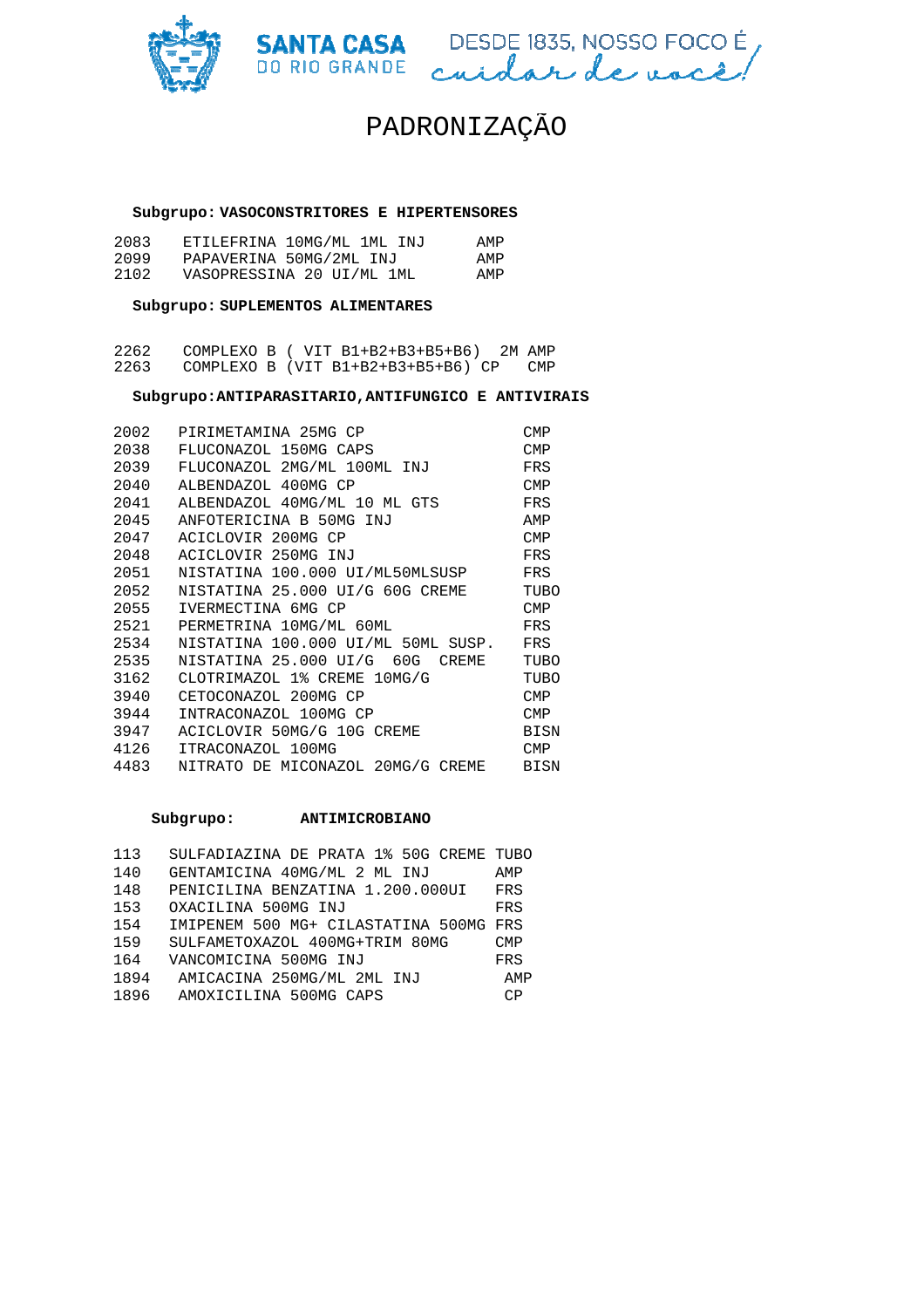# PADRONIZAÇÃO

**Subgrupo: VASOCONSTRITORES E HIPERTENSORES**

| | | |
|---|---|---|
| 2083 | ETILEFRINA 10MG/ML 1ML INJ | AMP |
| 2099 | PAPAVERINA 50MG/2ML INJ | AMP |
| 2102 | VASOPRESSINA 20 UI/ML 1ML | AMP |

**Subgrupo: SUPLEMENTOS ALIMENTARES**

| | | |
|---|---|---|
| 2262 | COMPLEXO B ( VIT B1+B2+B3+B5+B6) 2M | AMP |
| 2263 | COMPLEXO B (VIT B1+B2+B3+B5+B6) CP | CMP |

**Subgrupo: ANTIPARASITARIO, ANTIFUNGICO E ANTIVIRAIS**

| | | |
|---|---|---|
| 2002 | PIRIMETAMINA 25MG CP | CMP |
| 2038 | FLUCONAZOL 150MG CAPS | CMP |
| 2039 | FLUCONAZOL 2MG/ML 100ML INJ | FRS |
| 2040 | ALBENDAZOL 400MG CP | CMP |
| 2041 | ALBENDAZOL 40MG/ML 10 ML GTS | FRS |
| 2045 | ANFOTERICINA B 50MG INJ | AMP |
| 2047 | ACICLOVIR 200MG CP | CMP |
| 2048 | ACICLOVIR 250MG INJ | FRS |
| 2051 | NISTATINA 100.000 UI/ML50MLSUSP | FRS |
| 2052 | NISTATINA 25.000 UI/G 60G CREME | TUBO |
| 2055 | IVERMECTINA 6MG CP | CMP |
| 2521 | PERMETRINA 10MG/ML 60ML | FRS |
| 2534 | NISTATINA 100.000 UI/ML 50ML SUSP. | FRS |
| 2535 | NISTATINA 25.000 UI/G 60G CREME | TUBO |
| 3162 | CLOTRIMAZOL 1% CREME 10MG/G | TUBO |
| 3940 | CETOCONAZOL 200MG CP | CMP |
| 3944 | INTRACONAZOL 100MG CP | CMP |
| 3947 | ACICLOVIR 50MG/G 10G CREME | BISN |
| 4126 | ITRACONAZOL 100MG | CMP |
| 4483 | NITRATO DE MICONAZOL 20MG/G CREME | BISN |

**Subgrupo: ANTIMICROBIANO**

| | | |
|---|---|---|
| 113 | SULFADIAZINA DE PRATA 1% 50G CREME | TUBO |
| 140 | GENTAMICINA 40MG/ML 2 ML INJ | AMP |
| 148 | PENICILINA BENZATINA 1.200.000UI | FRS |
| 153 | OXACILINA 500MG INJ | FRS |
| 154 | IMIPENEM 500 MG+ CILASTATINA 500MG | FRS |
| 159 | SULFAMETOXAZOL 400MG+TRIM 80MG | CMP |
| 164 | VANCOMICINA 500MG INJ | FRS |
| 1894 | AMICACINA 250MG/ML 2ML INJ | AMP |
| 1896 | AMOXICILINA 500MG CAPS | CP |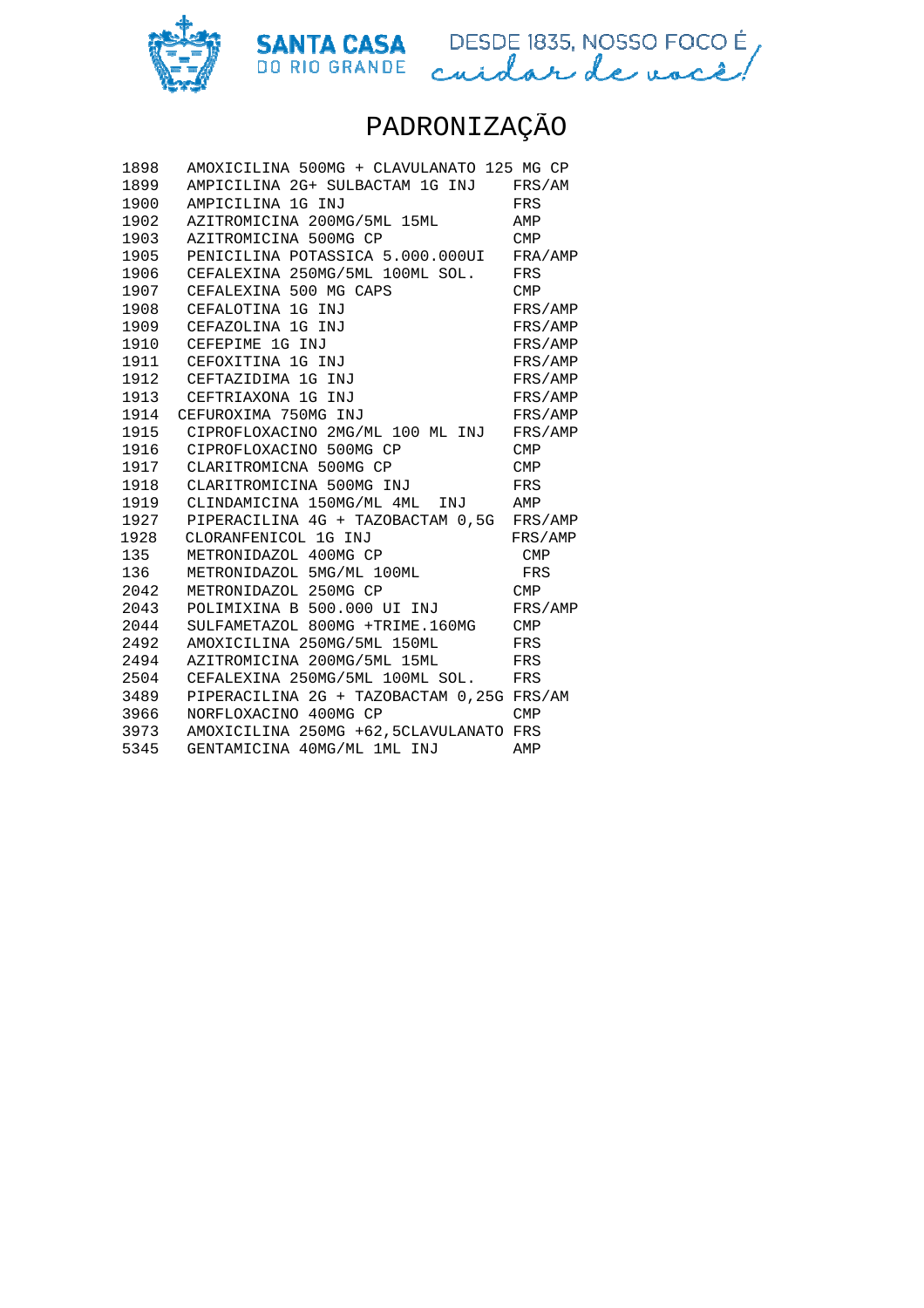# PADRONIZAÇÃO

| | | |
|---|---|---|
| 1898 | AMOXICILINA 500MG + CLAVULANATO 125 MG CP | |
| 1899 | AMPICILINA 2G+ SULBACTAM 1G INJ | FRS/AM |
| 1900 | AMPICILINA 1G INJ | FRS |
| 1902 | AZITROMICINA 200MG/5ML 15ML | AMP |
| 1903 | AZITROMICINA 500MG CP | CMP |
| 1905 | PENICILINA POTASSICA 5.000.000UI | FRA/AMP |
| 1906 | CEFALEXINA 250MG/5ML 100ML SOL. | FRS |
| 1907 | CEFALEXINA 500 MG CAPS | CMP |
| 1908 | CEFALOTINA 1G INJ | FRS/AMP |
| 1909 | CEFAZOLINA 1G INJ | FRS/AMP |
| 1910 | CEFEPIME 1G INJ | FRS/AMP |
| 1911 | CEFOXITINA 1G INJ | FRS/AMP |
| 1912 | CEFTAZIDIMA 1G INJ | FRS/AMP |
| 1913 | CEFTRIAXONA 1G INJ | FRS/AMP |
| 1914 | CEFUROXIMA 750MG INJ | FRS/AMP |
| 1915 | CIPROFLOXACINO 2MG/ML 100 ML INJ | FRS/AMP |
| 1916 | CIPROFLOXACINO 500MG CP | CMP |
| 1917 | CLARITROMICNA 500MG CP | CMP |
| 1918 | CLARITROMICINA 500MG INJ | FRS |
| 1919 | CLINDAMICINA 150MG/ML 4ML INJ | AMP |
| 1927 | PIPERACILINA 4G + TAZOBACTAM 0,5G | FRS/AMP |
| 1928 | CLORANFENICOL 1G INJ | FRS/AMP |
| 135 | METRONIDAZOL 400MG CP | CMP |
| 136 | METRONIDAZOL 5MG/ML 100ML | FRS |
| 2042 | METRONIDAZOL 250MG CP | CMP |
| 2043 | POLIMIXINA B 500.000 UI INJ | FRS/AMP |
| 2044 | SULFAMETAZOL 800MG +TRIME.160MG | CMP |
| 2492 | AMOXICILINA 250MG/5ML 150ML | FRS |
| 2494 | AZITROMICINA 200MG/5ML 15ML | FRS |
| 2504 | CEFALEXINA 250MG/5ML 100ML SOL. | FRS |
| 3489 | PIPERACILINA 2G + TAZOBACTAM 0,25G | FRS/AM |
| 3966 | NORFLOXACINO 400MG CP | CMP |
| 3973 | AMOXICILINA 250MG +62,5CLAVULANATO | FRS |
| 5345 | GENTAMICINA 40MG/ML 1ML INJ | AMP |